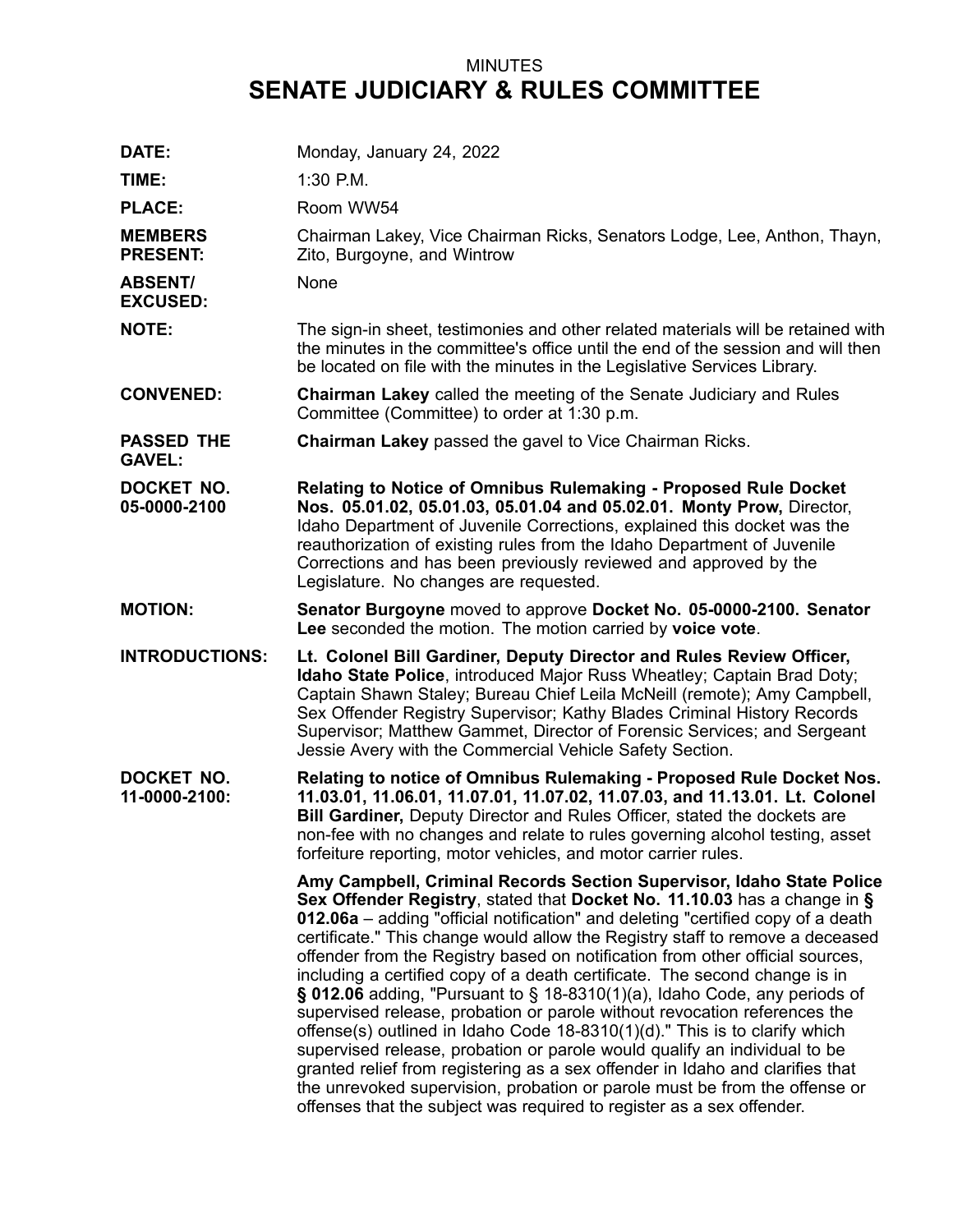MINUTES

# SENATE JUDICIARY & RULES COMMITTEE

**DATE:** Monday, January 24, 2022

**TIME:** 1:30 P.M.

**PLACE:** Room WW54

**MEMBERS PRESENT:** Chairman Lakey, Vice Chairman Ricks, Senators Lodge, Lee, Anthon, Thayn, Zito, Burgoyne, and Wintrow

**ABSENT/ EXCUSED:** None

**NOTE:** The sign-in sheet, testimonies and other related materials will be retained with the minutes in the committee's office until the end of the session and will then be located on file with the minutes in the Legislative Services Library.

**CONVENED:** **Chairman Lakey** called the meeting of the Senate Judiciary and Rules Committee (Committee) to order at 1:30 p.m.

**PASSED THE GAVEL:** **Chairman Lakey** passed the gavel to Vice Chairman Ricks.

**DOCKET NO. 05-0000-2100** **Relating to Notice of Omnibus Rulemaking - Proposed Rule Docket Nos. 05.01.02, 05.01.03, 05.01.04 and 05.02.01. Monty Prow,** Director, Idaho Department of Juvenile Corrections, explained this docket was the reauthorization of existing rules from the Idaho Department of Juvenile Corrections and has been previously reviewed and approved by the Legislature. No changes are requested.

**MOTION:** **Senator Burgoyne** moved to approve **Docket No. 05-0000-2100. Senator Lee** seconded the motion. The motion carried by **voice vote**.

**INTRODUCTIONS:** **Lt. Colonel Bill Gardiner, Deputy Director and Rules Review Officer, Idaho State Police**, introduced Major Russ Wheatley; Captain Brad Doty; Captain Shawn Staley; Bureau Chief Leila McNeill (remote); Amy Campbell, Sex Offender Registry Supervisor; Kathy Blades Criminal History Records Supervisor; Matthew Gammet, Director of Forensic Services; and Sergeant Jessie Avery with the Commercial Vehicle Safety Section.

**DOCKET NO. 11-0000-2100:** **Relating to notice of Omnibus Rulemaking - Proposed Rule Docket Nos. 11.03.01, 11.06.01, 11.07.01, 11.07.02, 11.07.03, and 11.13.01. Lt. Colonel Bill Gardiner,** Deputy Director and Rules Officer, stated the dockets are non-fee with no changes and relate to rules governing alcohol testing, asset forfeiture reporting, motor vehicles, and motor carrier rules.

**Amy Campbell, Criminal Records Section Supervisor, Idaho State Police Sex Offender Registry**, stated that **Docket No. 11.10.03** has a change in **§ 012.06a** – adding "official notification" and deleting "certified copy of a death certificate." This change would allow the Registry staff to remove a deceased offender from the Registry based on notification from other official sources, including a certified copy of a death certificate. The second change is in **§ 012.06** adding, "Pursuant to § 18-8310(1)(a), Idaho Code, any periods of supervised release, probation or parole without revocation references the offense(s) outlined in Idaho Code 18-8310(1)(d)." This is to clarify which supervised release, probation or parole would qualify an individual to be granted relief from registering as a sex offender in Idaho and clarifies that the unrevoked supervision, probation or parole must be from the offense or offenses that the subject was required to register as a sex offender.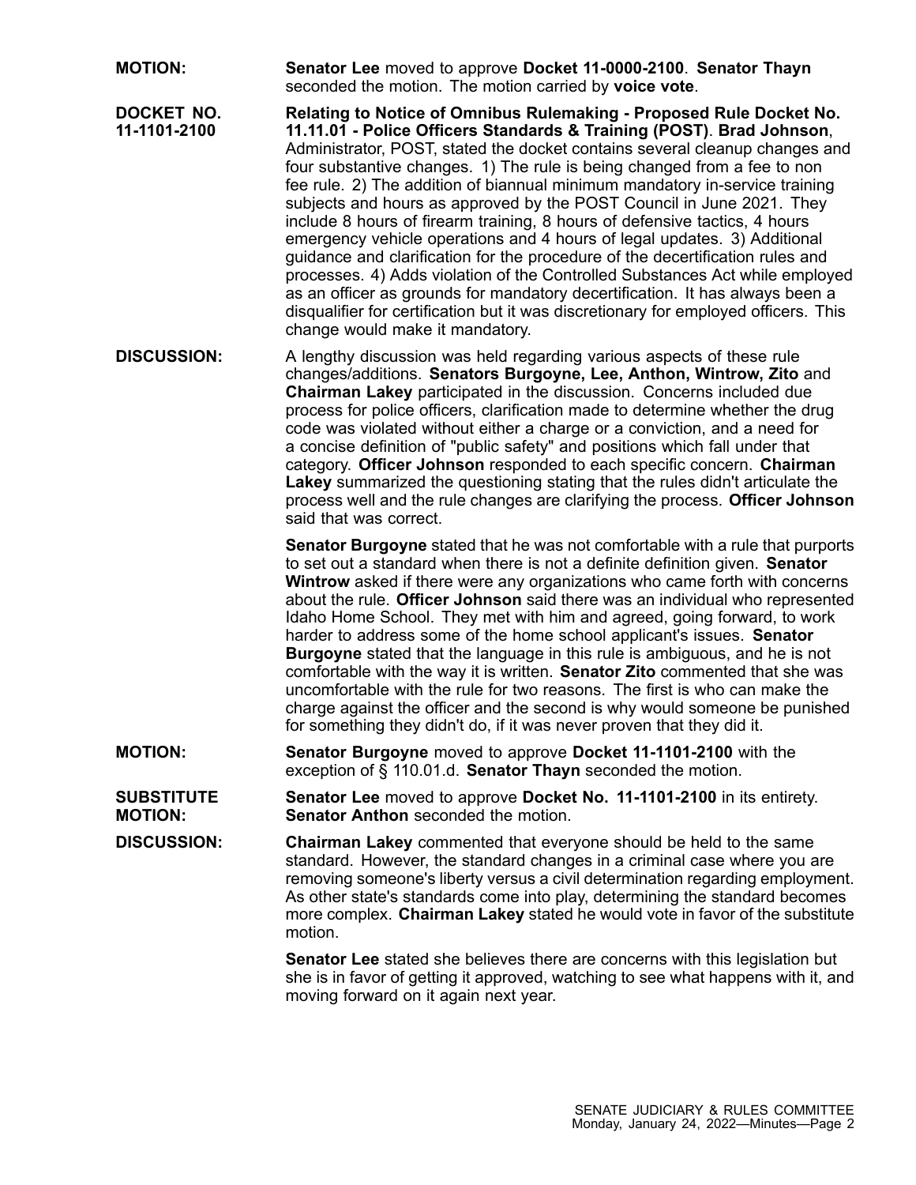**MOTION:** **Senator Lee** moved to approve **Docket 11-0000-2100**. **Senator Thayn** seconded the motion. The motion carried by **voice vote**.

**DOCKET NO. 11-1101-2100** **Relating to Notice of Omnibus Rulemaking - Proposed Rule Docket No. 11.11.01 - Police Officers Standards & Training (POST)**. **Brad Johnson**, Administrator, POST, stated the docket contains several cleanup changes and four substantive changes. 1) The rule is being changed from a fee to non fee rule. 2) The addition of biannual minimum mandatory in-service training subjects and hours as approved by the POST Council in June 2021. They include 8 hours of firearm training, 8 hours of defensive tactics, 4 hours emergency vehicle operations and 4 hours of legal updates. 3) Additional guidance and clarification for the procedure of the decertification rules and processes. 4) Adds violation of the Controlled Substances Act while employed as an officer as grounds for mandatory decertification. It has always been a disqualifier for certification but it was discretionary for employed officers. This change would make it mandatory.

**DISCUSSION:** A lengthy discussion was held regarding various aspects of these rule changes/additions. **Senators Burgoyne, Lee, Anthon, Wintrow, Zito** and **Chairman Lakey** participated in the discussion. Concerns included due process for police officers, clarification made to determine whether the drug code was violated without either a charge or a conviction, and a need for a concise definition of "public safety" and positions which fall under that category. **Officer Johnson** responded to each specific concern. **Chairman Lakey** summarized the questioning stating that the rules didn't articulate the process well and the rule changes are clarifying the process. **Officer Johnson** said that was correct.

**Senator Burgoyne** stated that he was not comfortable with a rule that purports to set out a standard when there is not a definite definition given. **Senator Wintrow** asked if there were any organizations who came forth with concerns about the rule. **Officer Johnson** said there was an individual who represented Idaho Home School. They met with him and agreed, going forward, to work harder to address some of the home school applicant's issues. **Senator Burgoyne** stated that the language in this rule is ambiguous, and he is not comfortable with the way it is written. **Senator Zito** commented that she was uncomfortable with the rule for two reasons. The first is who can make the charge against the officer and the second is why would someone be punished for something they didn't do, if it was never proven that they did it.

**MOTION:** **Senator Burgoyne** moved to approve **Docket 11-1101-2100** with the exception of § 110.01.d. **Senator Thayn** seconded the motion.

**SUBSTITUTE MOTION:** **Senator Lee** moved to approve **Docket No. 11-1101-2100** in its entirety. **Senator Anthon** seconded the motion.

**DISCUSSION:** **Chairman Lakey** commented that everyone should be held to the same standard. However, the standard changes in a criminal case where you are removing someone's liberty versus a civil determination regarding employment. As other state's standards come into play, determining the standard becomes more complex. **Chairman Lakey** stated he would vote in favor of the substitute motion.

**Senator Lee** stated she believes there are concerns with this legislation but she is in favor of getting it approved, watching to see what happens with it, and moving forward on it again next year.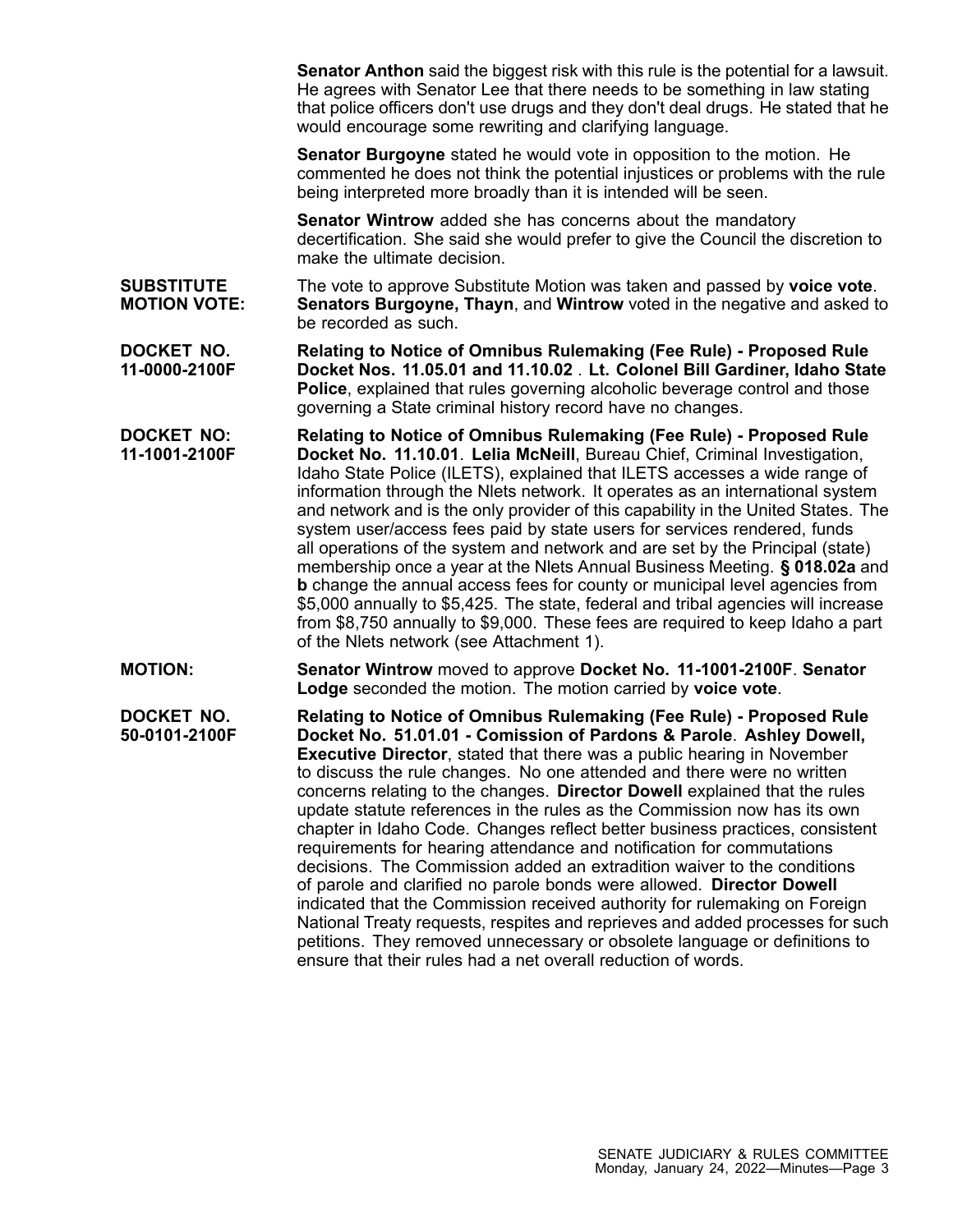**Senator Anthon** said the biggest risk with this rule is the potential for a lawsuit. He agrees with Senator Lee that there needs to be something in law stating that police officers don't use drugs and they don't deal drugs. He stated that he would encourage some rewriting and clarifying language.

**Senator Burgoyne** stated he would vote in opposition to the motion. He commented he does not think the potential injustices or problems with the rule being interpreted more broadly than it is intended will be seen.

**Senator Wintrow** added she has concerns about the mandatory decertification. She said she would prefer to give the Council the discretion to make the ultimate decision.

**SUBSTITUTE MOTION VOTE:** The vote to approve Substitute Motion was taken and passed by **voice vote**. **Senators Burgoyne, Thayn**, and **Wintrow** voted in the negative and asked to be recorded as such.

**DOCKET NO. 11-0000-2100F** **Relating to Notice of Omnibus Rulemaking (Fee Rule) - Proposed Rule Docket Nos. 11.05.01 and 11.10.02** . **Lt. Colonel Bill Gardiner, Idaho State Police**, explained that rules governing alcoholic beverage control and those governing a State criminal history record have no changes.

**DOCKET NO: 11-1001-2100F** **Relating to Notice of Omnibus Rulemaking (Fee Rule) - Proposed Rule Docket No. 11.10.01**. **Lelia McNeill**, Bureau Chief, Criminal Investigation, Idaho State Police (ILETS), explained that ILETS accesses a wide range of information through the Nlets network. It operates as an international system and network and is the only provider of this capability in the United States. The system user/access fees paid by state users for services rendered, funds all operations of the system and network and are set by the Principal (state) membership once a year at the Nlets Annual Business Meeting. **§ 018.02a** and **b** change the annual access fees for county or municipal level agencies from $5,000 annually to $5,425. The state, federal and tribal agencies will increase from $8,750 annually to $9,000. These fees are required to keep Idaho a part of the Nlets network (see Attachment 1).

**MOTION:** **Senator Wintrow** moved to approve **Docket No. 11-1001-2100F**. **Senator Lodge** seconded the motion. The motion carried by **voice vote**.

**DOCKET NO. 50-0101-2100F** **Relating to Notice of Omnibus Rulemaking (Fee Rule) - Proposed Rule Docket No. 51.01.01 - Comission of Pardons & Parole**. **Ashley Dowell, Executive Director**, stated that there was a public hearing in November to discuss the rule changes. No one attended and there were no written concerns relating to the changes. **Director Dowell** explained that the rules update statute references in the rules as the Commission now has its own chapter in Idaho Code. Changes reflect better business practices, consistent requirements for hearing attendance and notification for commutations decisions. The Commission added an extradition waiver to the conditions of parole and clarified no parole bonds were allowed. **Director Dowell** indicated that the Commission received authority for rulemaking on Foreign National Treaty requests, respites and reprieves and added processes for such petitions. They removed unnecessary or obsolete language or definitions to ensure that their rules had a net overall reduction of words.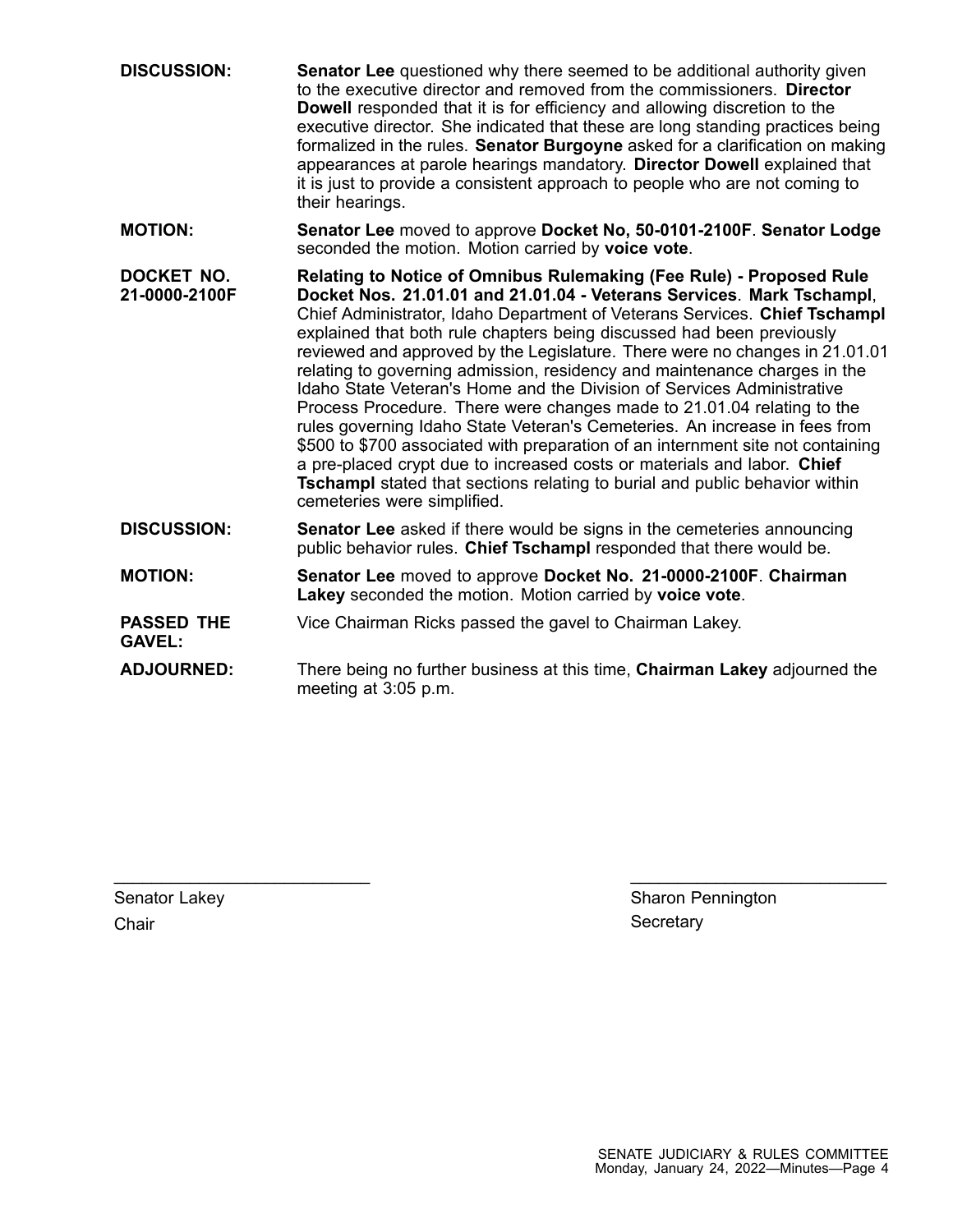**DISCUSSION:** **Senator Lee** questioned why there seemed to be additional authority given to the executive director and removed from the commissioners. **Director Dowell** responded that it is for efficiency and allowing discretion to the executive director. She indicated that these are long standing practices being formalized in the rules. **Senator Burgoyne** asked for a clarification on making appearances at parole hearings mandatory. **Director Dowell** explained that it is just to provide a consistent approach to people who are not coming to their hearings.

**MOTION:** **Senator Lee** moved to approve **Docket No, 50-0101-2100F**. **Senator Lodge** seconded the motion. Motion carried by **voice vote**.

**DOCKET NO. 21-0000-2100F** **Relating to Notice of Omnibus Rulemaking (Fee Rule) - Proposed Rule Docket Nos. 21.01.01 and 21.01.04 - Veterans Services**. **Mark Tschampl**, Chief Administrator, Idaho Department of Veterans Services. **Chief Tschampl** explained that both rule chapters being discussed had been previously reviewed and approved by the Legislature. There were no changes in 21.01.01 relating to governing admission, residency and maintenance charges in the Idaho State Veteran's Home and the Division of Services Administrative Process Procedure. There were changes made to 21.01.04 relating to the rules governing Idaho State Veteran's Cemeteries. An increase in fees from $500 to $700 associated with preparation of an internment site not containing a pre-placed crypt due to increased costs or materials and labor. **Chief Tschampl** stated that sections relating to burial and public behavior within cemeteries were simplified.

**DISCUSSION:** **Senator Lee** asked if there would be signs in the cemeteries announcing public behavior rules. **Chief Tschampl** responded that there would be.

**MOTION:** **Senator Lee** moved to approve **Docket No. 21-0000-2100F**. **Chairman Lakey** seconded the motion. Motion carried by **voice vote**.

**PASSED THE GAVEL:** Vice Chairman Ricks passed the gavel to Chairman Lakey.

**ADJOURNED:** There being no further business at this time, **Chairman Lakey** adjourned the meeting at 3:05 p.m.

___________________________ ___________________________

Senator Lakey, Chair Sharon Pennington, Secretary